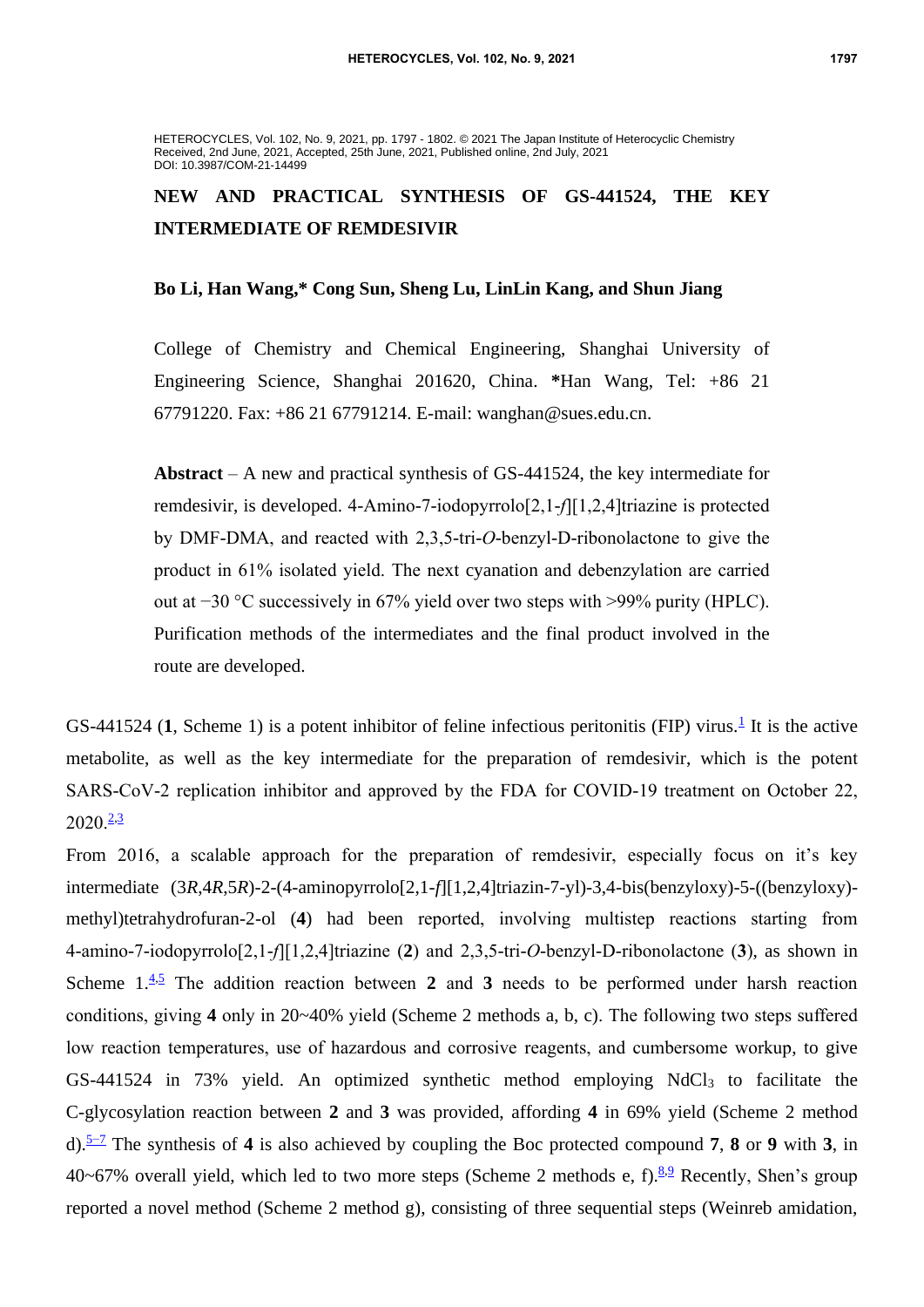HETEROCYCLES, Vol. 102, No. 9, 2021, pp. 1797 - 1802. © 2021 The Japan Institute of Heterocyclic Chemistry
Received, 2nd June, 2021, Accepted, 25th June, 2021, Published online, 2nd July, 2021
DOI: 10.3987/COM-21-14499

# NEW AND PRACTICAL SYNTHESIS OF GS-441524, THE KEY INTERMEDIATE OF REMDESIVIR

**Bo Li, Han Wang,\* Cong Sun, Sheng Lu, LinLin Kang, and Shun Jiang**

College of Chemistry and Chemical Engineering, Shanghai University of Engineering Science, Shanghai 201620, China. **\***Han Wang, Tel: +86 21 67791220. Fax: +86 21 67791214. E-mail: wanghan@sues.edu.cn.

**Abstract** – A new and practical synthesis of GS-441524, the key intermediate for remdesivir, is developed. 4-Amino-7-iodopyrrolo[2,1-*f*][1,2,4]triazine is protected by DMF-DMA, and reacted with 2,3,5-tri-*O*-benzyl-D-ribonolactone to give the product in 61% isolated yield. The next cyanation and debenzylation are carried out at −30 °C successively in 67% yield over two steps with >99% purity (HPLC). Purification methods of the intermediates and the final product involved in the route are developed.

GS-441524 (**1**, Scheme 1) is a potent inhibitor of feline infectious peritonitis (FIP) virus.[1] It is the active metabolite, as well as the key intermediate for the preparation of remdesivir, which is the potent SARS-CoV-2 replication inhibitor and approved by the FDA for COVID-19 treatment on October 22, 2020.[2,3]

From 2016, a scalable approach for the preparation of remdesivir, especially focus on it's key intermediate (3*R*,4*R*,5*R*)-2-(4-aminopyrrolo[2,1-*f*][1,2,4]triazin-7-yl)-3,4-bis(benzyloxy)-5-((benzyloxy)-methyl)tetrahydrofuran-2-ol (**4**) had been reported, involving multistep reactions starting from 4-amino-7-iodopyrrolo[2,1-*f*][1,2,4]triazine (**2**) and 2,3,5-tri-*O*-benzyl-D-ribonolactone (**3**), as shown in Scheme 1.[4,5] The addition reaction between **2** and **3** needs to be performed under harsh reaction conditions, giving **4** only in 20~40% yield (Scheme 2 methods a, b, c). The following two steps suffered low reaction temperatures, use of hazardous and corrosive reagents, and cumbersome workup, to give GS-441524 in 73% yield. An optimized synthetic method employing $NdCl_3$ to facilitate the C-glycosylation reaction between **2** and **3** was provided, affording **4** in 69% yield (Scheme 2 method d).[5–7] The synthesis of **4** is also achieved by coupling the Boc protected compound **7**, **8** or **9** with **3**, in 40~67% overall yield, which led to two more steps (Scheme 2 methods e, f).[8,9] Recently, Shen's group reported a novel method (Scheme 2 method g), consisting of three sequential steps (Weinreb amidation,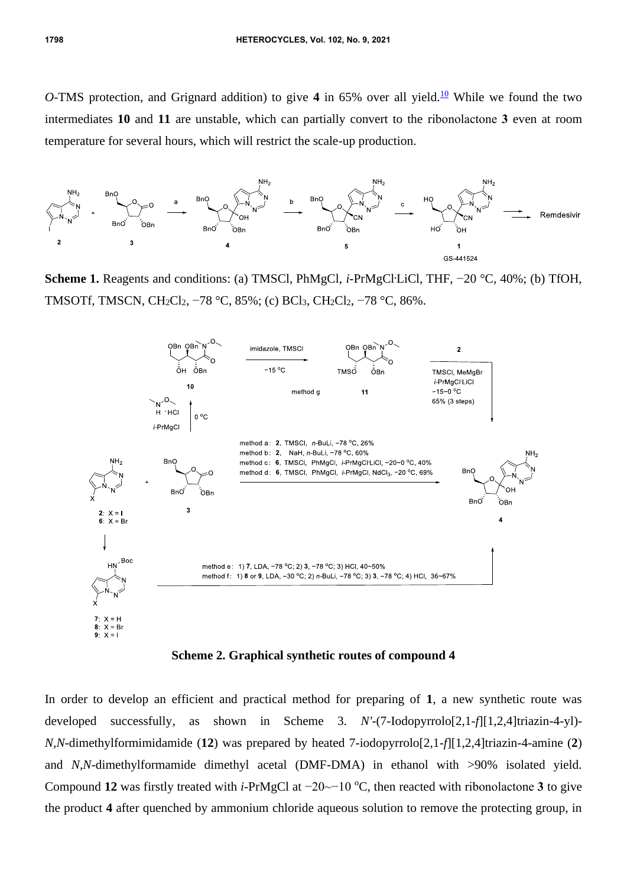*O*-TMS protection, and Grignard addition) to give **4** in 65% over all yield.[10] While we found the two intermediates **10** and **11** are unstable, which can partially convert to the ribonolactone **3** even at room temperature for several hours, which will restrict the scale-up production.

**Scheme 1.** Reagents and conditions: (a) TMSCl, PhMgCl, *i*-PrMgCl·LiCl, THF, −20 °C, 40%; (b) TfOH, TMSOTf, TMSCN, $CH_2Cl_2$, −78 °C, 85%; (c) $BCl_3$, $CH_2Cl_2$, −78 °C, 86%.

**Scheme 2. Graphical synthetic routes of compound 4**

In order to develop an efficient and practical method for preparing of **1**, a new synthetic route was developed successfully, as shown in Scheme 3. *N'*-(7-Iodopyrrolo[2,1-*f*][1,2,4]triazin-4-yl)-*N,N*-dimethylformimidamide (**12**) was prepared by heated 7-iodopyrrolo[2,1-*f*][1,2,4]triazin-4-amine (**2**) and *N,N*-dimethylformamide dimethyl acetal (DMF-DMA) in ethanol with >90% isolated yield. Compound **12** was firstly treated with *i*-PrMgCl at −20~−10 °C, then reacted with ribonolactone **3** to give the product **4** after quenched by ammonium chloride aqueous solution to remove the protecting group, in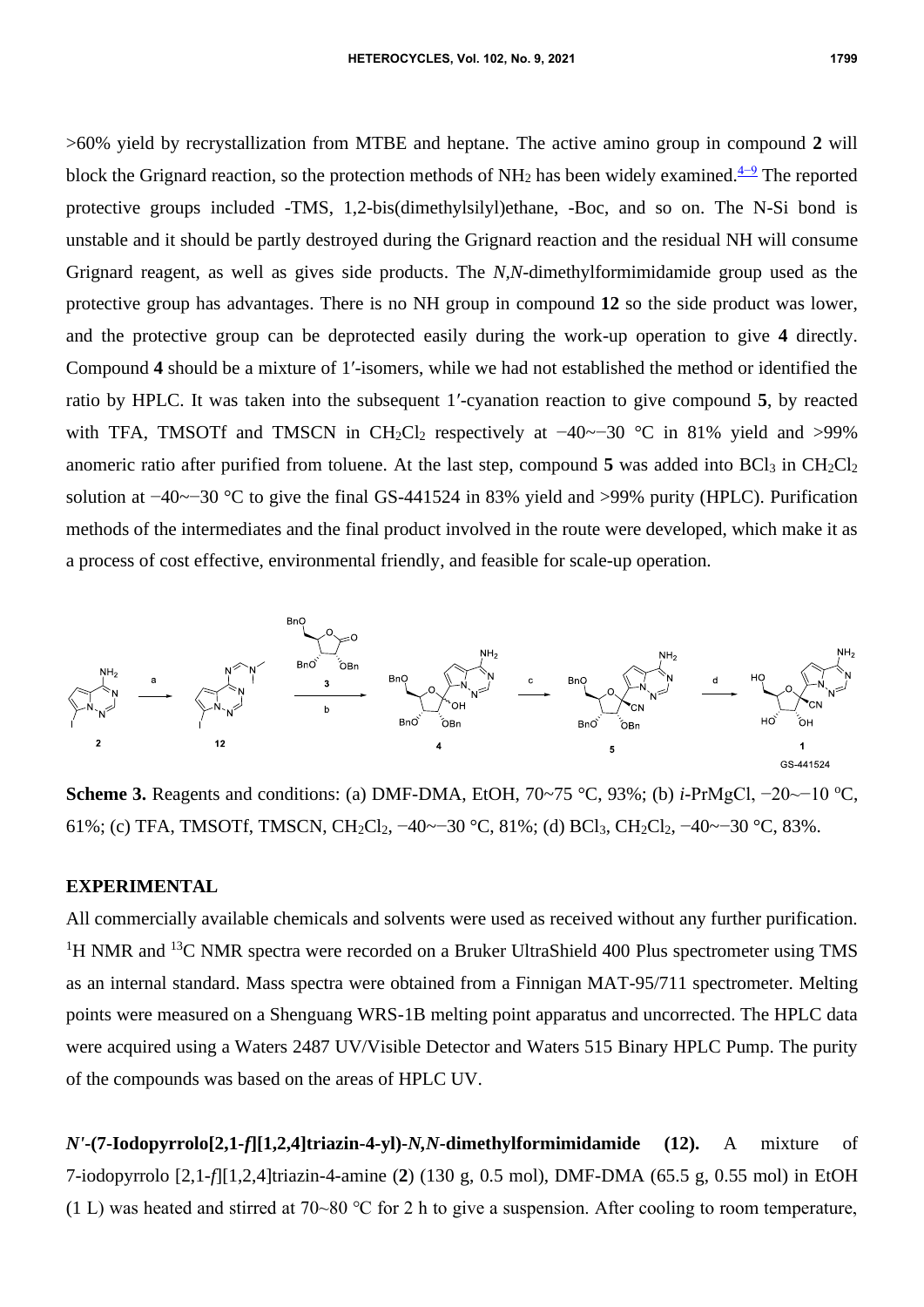>60% yield by recrystallization from MTBE and heptane. The active amino group in compound **2** will block the Grignard reaction, so the protection methods of $NH_2$ has been widely examined.[4–9] The reported protective groups included -TMS, 1,2-bis(dimethylsilyl)ethane, -Boc, and so on. The N-Si bond is unstable and it should be partly destroyed during the Grignard reaction and the residual NH will consume Grignard reagent, as well as gives side products. The *N*,*N*-dimethylformimidamide group used as the protective group has advantages. There is no NH group in compound **12** so the side product was lower, and the protective group can be deprotected easily during the work-up operation to give **4** directly. Compound **4** should be a mixture of 1′-isomers, while we had not established the method or identified the ratio by HPLC. It was taken into the subsequent 1′-cyanation reaction to give compound **5**, by reacted with TFA, TMSOTf and TMSCN in $CH_2Cl_2$ respectively at −40~−30 °C in 81% yield and >99% anomeric ratio after purified from toluene. At the last step, compound **5** was added into $BCl_3$ in $CH_2Cl_2$ solution at −40~−30 °C to give the final GS-441524 in 83% yield and >99% purity (HPLC). Purification methods of the intermediates and the final product involved in the route were developed, which make it as a process of cost effective, environmental friendly, and feasible for scale-up operation.

**Scheme 3.** Reagents and conditions: (a) DMF-DMA, EtOH, 70~75 °C, 93%; (b) *i*-PrMgCl, −20~−10 °C, 61%; (c) TFA, TMSOTf, TMSCN, $CH_2Cl_2$, −40~−30 °C, 81%; (d) $BCl_3$, $CH_2Cl_2$, −40~−30 °C, 83%.

## EXPERIMENTAL

All commercially available chemicals and solvents were used as received without any further purification. $^1H$ NMR and $^{13}C$ NMR spectra were recorded on a Bruker UltraShield 400 Plus spectrometer using TMS as an internal standard. Mass spectra were obtained from a Finnigan MAT-95/711 spectrometer. Melting points were measured on a Shenguang WRS-1B melting point apparatus and uncorrected. The HPLC data were acquired using a Waters 2487 UV/Visible Detector and Waters 515 Binary HPLC Pump. The purity of the compounds was based on the areas of HPLC UV.

***N′*-(7-Iodopyrrolo[2,1-*f*][1,2,4]triazin-4-yl)-*N*,*N*-dimethylformimidamide (12).** A mixture of 7-iodopyrrolo [2,1-*f*][1,2,4]triazin-4-amine (**2**) (130 g, 0.5 mol), DMF-DMA (65.5 g, 0.55 mol) in EtOH (1 L) was heated and stirred at 70~80 °C for 2 h to give a suspension. After cooling to room temperature,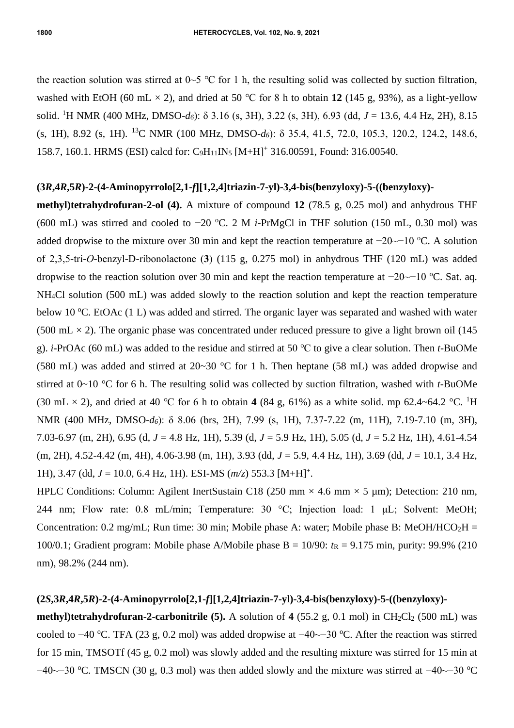the reaction solution was stirred at 0~5 °C for 1 h, the resulting solid was collected by suction filtration, washed with EtOH (60 mL × 2), and dried at 50 °C for 8 h to obtain **12** (145 g, 93%), as a light-yellow solid. $^{1}$H NMR (400 MHz, DMSO-$d_6$): δ 3.16 (s, 3H), 3.22 (s, 3H), 6.93 (dd, *J* = 13.6, 4.4 Hz, 2H), 8.15 (s, 1H), 8.92 (s, 1H). $^{13}$C NMR (100 MHz, DMSO-$d_6$): δ 35.4, 41.5, 72.0, 105.3, 120.2, 124.2, 148.6, 158.7, 160.1. HRMS (ESI) calcd for: $C_9H_{11}IN_5$ $[M+H]^+$ 316.00591, Found: 316.00540.

**(3*R*,4*R*,5*R*)-2-(4-Aminopyrrolo[2,1-*f*][1,2,4]triazin-7-yl)-3,4-bis(benzyloxy)-5-((benzyloxy)-methyl)tetrahydrofuran-2-ol (4).** A mixture of compound **12** (78.5 g, 0.25 mol) and anhydrous THF (600 mL) was stirred and cooled to −20 °C. 2 M *i*-PrMgCl in THF solution (150 mL, 0.30 mol) was added dropwise to the mixture over 30 min and kept the reaction temperature at −20~−10 °C. A solution of 2,3,5-tri-*O*-benzyl-D-ribonolactone (**3**) (115 g, 0.275 mol) in anhydrous THF (120 mL) was added dropwise to the reaction solution over 30 min and kept the reaction temperature at −20~−10 °C. Sat. aq. $NH_4Cl$ solution (500 mL) was added slowly to the reaction solution and kept the reaction temperature below 10 °C. EtOAc (1 L) was added and stirred. The organic layer was separated and washed with water (500 mL × 2). The organic phase was concentrated under reduced pressure to give a light brown oil (145 g). *i*-PrOAc (60 mL) was added to the residue and stirred at 50 °C to give a clear solution. Then *t*-BuOMe (580 mL) was added and stirred at 20~30 °C for 1 h. Then heptane (58 mL) was added dropwise and stirred at 0~10 °C for 6 h. The resulting solid was collected by suction filtration, washed with *t*-BuOMe (30 mL × 2), and dried at 40 °C for 6 h to obtain **4** (84 g, 61%) as a white solid. mp 62.4~64.2 °C. $^{1}$H NMR (400 MHz, DMSO-$d_6$): δ 8.06 (brs, 2H), 7.99 (s, 1H), 7.37-7.22 (m, 11H), 7.19-7.10 (m, 3H), 7.03-6.97 (m, 2H), 6.95 (d, *J* = 4.8 Hz, 1H), 5.39 (d, *J* = 5.9 Hz, 1H), 5.05 (d, *J* = 5.2 Hz, 1H), 4.61-4.54 (m, 2H), 4.52-4.42 (m, 4H), 4.06-3.98 (m, 1H), 3.93 (dd, *J* = 5.9, 4.4 Hz, 1H), 3.69 (dd, *J* = 10.1, 3.4 Hz, 1H), 3.47 (dd, *J* = 10.0, 6.4 Hz, 1H). ESI-MS (*m/z*) 553.3 $[M+H]^+$.

HPLC Conditions: Column: Agilent InertSustain C18 (250 mm × 4.6 mm × 5 µm); Detection: 210 nm, 244 nm; Flow rate: 0.8 mL/min; Temperature: 30 °C; Injection load: 1 µL; Solvent: MeOH; Concentration: 0.2 mg/mL; Run time: 30 min; Mobile phase A: water; Mobile phase B: MeOH/$HCO_2H$ = 100/0.1; Gradient program: Mobile phase A/Mobile phase B = 10/90: $t_R$ = 9.175 min, purity: 99.9% (210 nm), 98.2% (244 nm).

**(2*S*,3*R*,4*R*,5*R*)-2-(4-Aminopyrrolo[2,1-*f*][1,2,4]triazin-7-yl)-3,4-bis(benzyloxy)-5-((benzyloxy)-methyl)tetrahydrofuran-2-carbonitrile (5).** A solution of **4** (55.2 g, 0.1 mol) in $CH_2Cl_2$ (500 mL) was cooled to −40 °C. TFA (23 g, 0.2 mol) was added dropwise at −40~−30 °C. After the reaction was stirred for 15 min, TMSOTf (45 g, 0.2 mol) was slowly added and the resulting mixture was stirred for 15 min at −40~−30 °C. TMSCN (30 g, 0.3 mol) was then added slowly and the mixture was stirred at −40~−30 °C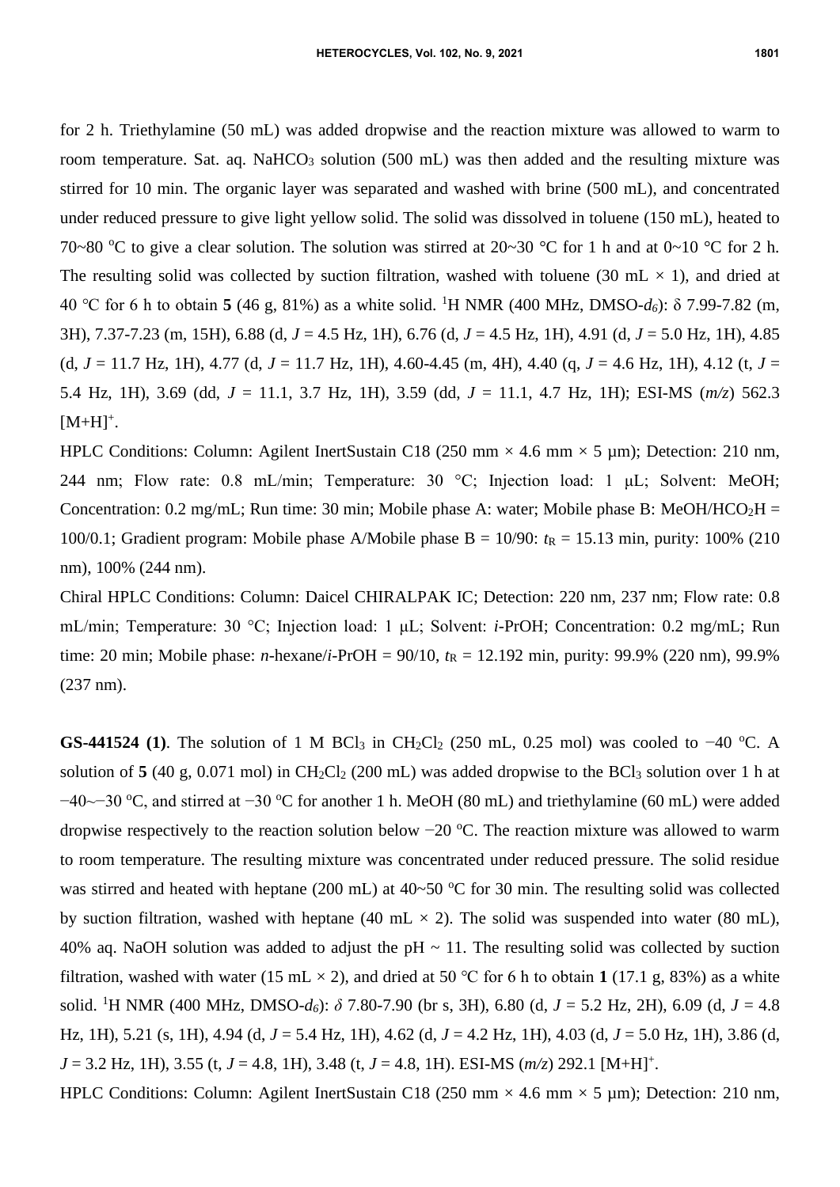for 2 h. Triethylamine (50 mL) was added dropwise and the reaction mixture was allowed to warm to room temperature. Sat. aq. $NaHCO_3$ solution (500 mL) was then added and the resulting mixture was stirred for 10 min. The organic layer was separated and washed with brine (500 mL), and concentrated under reduced pressure to give light yellow solid. The solid was dissolved in toluene (150 mL), heated to 70~80 °C to give a clear solution. The solution was stirred at 20~30 °C for 1 h and at 0~10 °C for 2 h. The resulting solid was collected by suction filtration, washed with toluene (30 mL × 1), and dried at 40 °C for 6 h to obtain **5** (46 g, 81%) as a white solid. $^1$H NMR (400 MHz, DMSO-$d_6$): δ 7.99-7.82 (m, 3H), 7.37-7.23 (m, 15H), 6.88 (d, *J* = 4.5 Hz, 1H), 6.76 (d, *J* = 4.5 Hz, 1H), 4.91 (d, *J* = 5.0 Hz, 1H), 4.85 (d, *J* = 11.7 Hz, 1H), 4.77 (d, *J* = 11.7 Hz, 1H), 4.60-4.45 (m, 4H), 4.40 (q, *J* = 4.6 Hz, 1H), 4.12 (t, *J* = 5.4 Hz, 1H), 3.69 (dd, *J* = 11.1, 3.7 Hz, 1H), 3.59 (dd, *J* = 11.1, 4.7 Hz, 1H); ESI-MS (*m/z*) 562.3 $[M+H]^+$.

HPLC Conditions: Column: Agilent InertSustain C18 (250 mm × 4.6 mm × 5 μm); Detection: 210 nm, 244 nm; Flow rate: 0.8 mL/min; Temperature: 30 °C; Injection load: 1 μL; Solvent: MeOH; Concentration: 0.2 mg/mL; Run time: 30 min; Mobile phase A: water; Mobile phase B: MeOH/$HCO_2H$ = 100/0.1; Gradient program: Mobile phase A/Mobile phase B = 10/90: $t_R$ = 15.13 min, purity: 100% (210 nm), 100% (244 nm).

Chiral HPLC Conditions: Column: Daicel CHIRALPAK IC; Detection: 220 nm, 237 nm; Flow rate: 0.8 mL/min; Temperature: 30 °C; Injection load: 1 μL; Solvent: *i*-PrOH; Concentration: 0.2 mg/mL; Run time: 20 min; Mobile phase: *n*-hexane/*i*-PrOH = 90/10, $t_R$ = 12.192 min, purity: 99.9% (220 nm), 99.9% (237 nm).

**GS-441524 (1)**. The solution of 1 M $BCl_3$ in $CH_2Cl_2$ (250 mL, 0.25 mol) was cooled to −40 °C. A solution of **5** (40 g, 0.071 mol) in $CH_2Cl_2$ (200 mL) was added dropwise to the $BCl_3$ solution over 1 h at −40~−30 °C, and stirred at −30 °C for another 1 h. MeOH (80 mL) and triethylamine (60 mL) were added dropwise respectively to the reaction solution below −20 °C. The reaction mixture was allowed to warm to room temperature. The resulting mixture was concentrated under reduced pressure. The solid residue was stirred and heated with heptane (200 mL) at 40~50 °C for 30 min. The resulting solid was collected by suction filtration, washed with heptane (40 mL × 2). The solid was suspended into water (80 mL), 40% aq. NaOH solution was added to adjust the pH ~ 11. The resulting solid was collected by suction filtration, washed with water (15 mL × 2), and dried at 50 °C for 6 h to obtain **1** (17.1 g, 83%) as a white solid. $^1$H NMR (400 MHz, DMSO-$d_6$): *δ* 7.80-7.90 (br s, 3H), 6.80 (d, *J* = 5.2 Hz, 2H), 6.09 (d, *J* = 4.8 Hz, 1H), 5.21 (s, 1H), 4.94 (d, *J* = 5.4 Hz, 1H), 4.62 (d, *J* = 4.2 Hz, 1H), 4.03 (d, *J* = 5.0 Hz, 1H), 3.86 (d, *J* = 3.2 Hz, 1H), 3.55 (t, *J* = 4.8, 1H), 3.48 (t, *J* = 4.8, 1H). ESI-MS (*m/z*) 292.1 $[M+H]^+$.

HPLC Conditions: Column: Agilent InertSustain C18 (250 mm × 4.6 mm × 5 μm); Detection: 210 nm,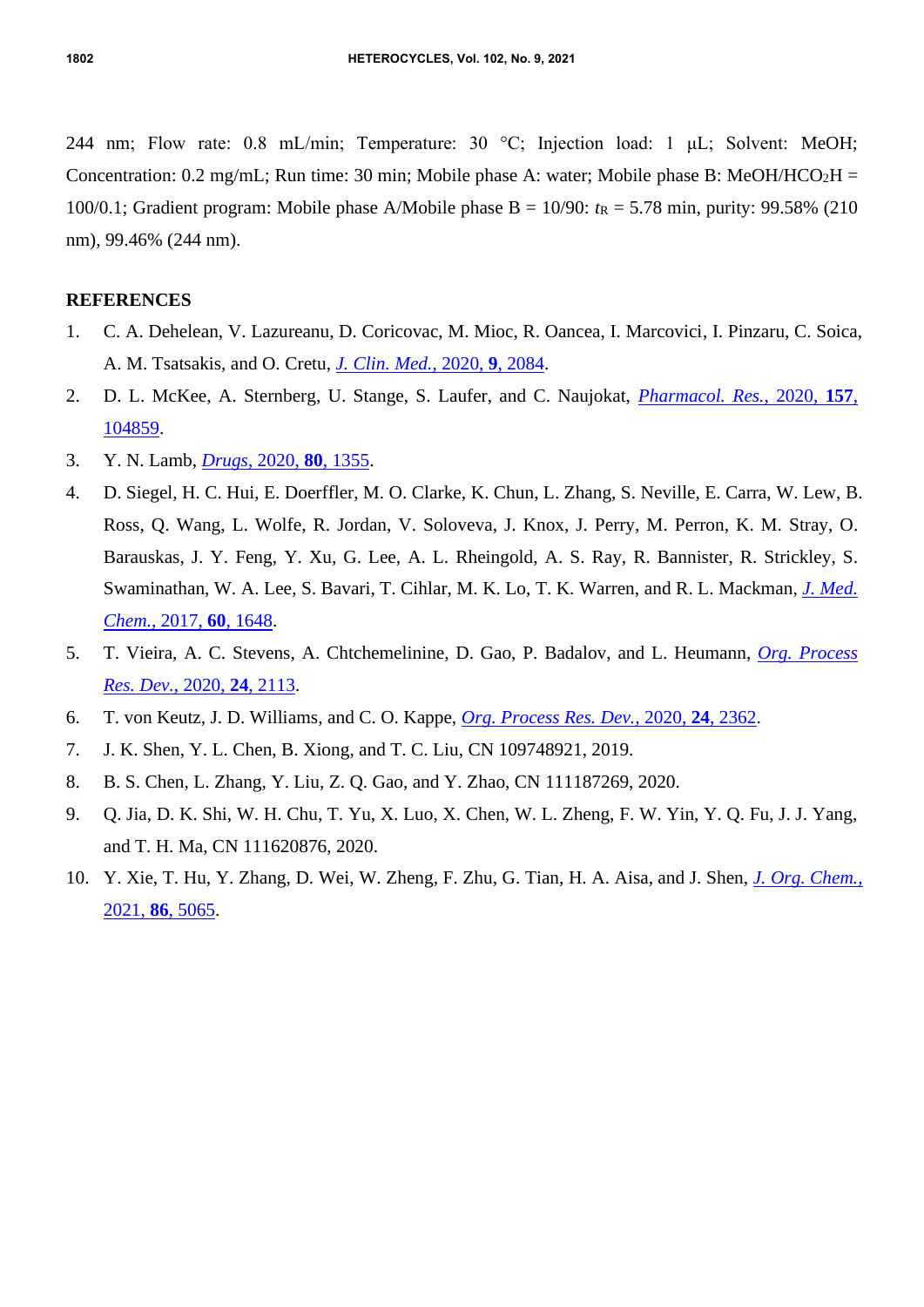244 nm; Flow rate: 0.8 mL/min; Temperature: 30 °C; Injection load: 1 μL; Solvent: MeOH; Concentration: 0.2 mg/mL; Run time: 30 min; Mobile phase A: water; Mobile phase B: MeOH/$HCO_2H$ = 100/0.1; Gradient program: Mobile phase A/Mobile phase B = 10/90: $t_R$ = 5.78 min, purity: 99.58% (210 nm), 99.46% (244 nm).

## REFERENCES

1. C. A. Dehelean, V. Lazureanu, D. Coricovac, M. Mioc, R. Oancea, I. Marcovici, I. Pinzaru, C. Soica, A. M. Tsatsakis, and O. Cretu, *J. Clin. Med.*, 2020, **9**, 2084.
2. D. L. McKee, A. Sternberg, U. Stange, S. Laufer, and C. Naujokat, *Pharmacol. Res.*, 2020, **157**, 104859.
3. Y. N. Lamb, *Drugs*, 2020, **80**, 1355.
4. D. Siegel, H. C. Hui, E. Doerffler, M. O. Clarke, K. Chun, L. Zhang, S. Neville, E. Carra, W. Lew, B. Ross, Q. Wang, L. Wolfe, R. Jordan, V. Soloveva, J. Knox, J. Perry, M. Perron, K. M. Stray, O. Barauskas, J. Y. Feng, Y. Xu, G. Lee, A. L. Rheingold, A. S. Ray, R. Bannister, R. Strickley, S. Swaminathan, W. A. Lee, S. Bavari, T. Cihlar, M. K. Lo, T. K. Warren, and R. L. Mackman, *J. Med. Chem.*, 2017, **60**, 1648.
5. T. Vieira, A. C. Stevens, A. Chtchemelinine, D. Gao, P. Badalov, and L. Heumann, *Org. Process Res. Dev.*, 2020, **24**, 2113.
6. T. von Keutz, J. D. Williams, and C. O. Kappe, *Org. Process Res. Dev.*, 2020, **24**, 2362.
7. J. K. Shen, Y. L. Chen, B. Xiong, and T. C. Liu, CN 109748921, 2019.
8. B. S. Chen, L. Zhang, Y. Liu, Z. Q. Gao, and Y. Zhao, CN 111187269, 2020.
9. Q. Jia, D. K. Shi, W. H. Chu, T. Yu, X. Luo, X. Chen, W. L. Zheng, F. W. Yin, Y. Q. Fu, J. J. Yang, and T. H. Ma, CN 111620876, 2020.
10. Y. Xie, T. Hu, Y. Zhang, D. Wei, W. Zheng, F. Zhu, G. Tian, H. A. Aisa, and J. Shen, *J. Org. Chem.*, 2021, **86**, 5065.